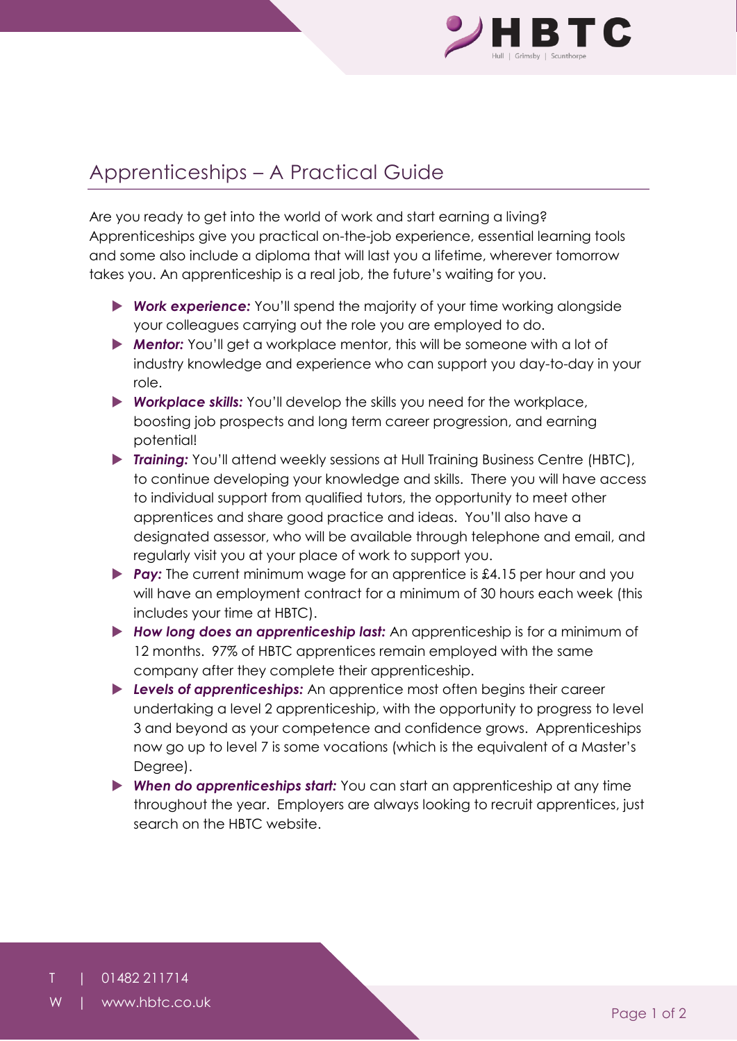# Apprenticeships – A Practical Guide

Are you ready to get into the world of work and start earning a living? Apprenticeships give you practical on-the-job experience, essential learning tools and some also include a diploma that will last you a lifetime, wherever tomorrow takes you. An apprenticeship is a real job, the future's waiting for you.

- ***Work experience:*** You'll spend the majority of your time working alongside your colleagues carrying out the role you are employed to do.
- ***Mentor:*** You'll get a workplace mentor, this will be someone with a lot of industry knowledge and experience who can support you day-to-day in your role.
- ***Workplace skills:*** You'll develop the skills you need for the workplace, boosting job prospects and long term career progression, and earning potential!
- ***Training:*** You'll attend weekly sessions at Hull Training Business Centre (HBTC), to continue developing your knowledge and skills. There you will have access to individual support from qualified tutors, the opportunity to meet other apprentices and share good practice and ideas. You'll also have a designated assessor, who will be available through telephone and email, and regularly visit you at your place of work to support you.
- ***Pay:*** The current minimum wage for an apprentice is £4.15 per hour and you will have an employment contract for a minimum of 30 hours each week (this includes your time at HBTC).
- ***How long does an apprenticeship last:*** An apprenticeship is for a minimum of 12 months. 97% of HBTC apprentices remain employed with the same company after they complete their apprenticeship.
- ***Levels of apprenticeships:*** An apprentice most often begins their career undertaking a level 2 apprenticeship, with the opportunity to progress to level 3 and beyond as your competence and confidence grows. Apprenticeships now go up to level 7 is some vocations (which is the equivalent of a Master's Degree).
- ***When do apprenticeships start:*** You can start an apprenticeship at any time throughout the year. Employers are always looking to recruit apprentices, just search on the HBTC website.

T | 01482 211714
W | www.hbtc.co.uk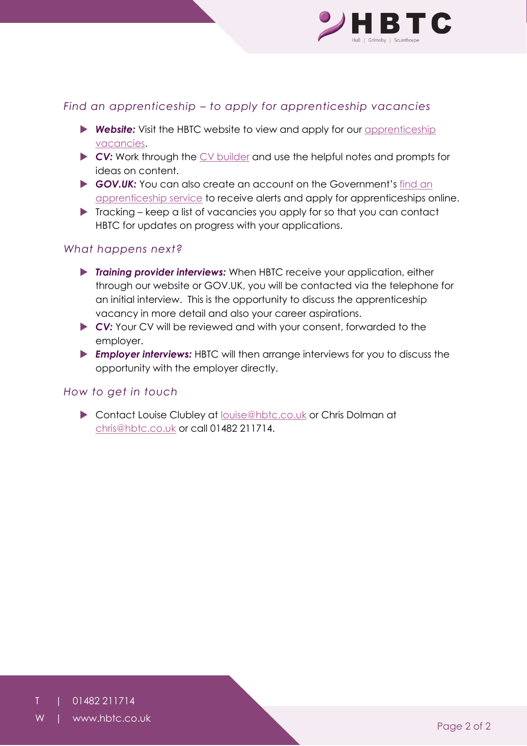## *Find an apprenticeship – to apply for apprenticeship vacancies*

- ***Website:*** Visit the HBTC website to view and apply for our apprenticeship vacancies.
- ***CV:*** Work through the CV builder and use the helpful notes and prompts for ideas on content.
- ***GOV.UK:*** You can also create an account on the Government's find an apprenticeship service to receive alerts and apply for apprenticeships online.
- Tracking – keep a list of vacancies you apply for so that you can contact HBTC for updates on progress with your applications.

## *What happens next?*

- ***Training provider interviews:*** When HBTC receive your application, either through our website or GOV.UK, you will be contacted via the telephone for an initial interview. This is the opportunity to discuss the apprenticeship vacancy in more detail and also your career aspirations.
- ***CV:*** Your CV will be reviewed and with your consent, forwarded to the employer.
- ***Employer interviews:*** HBTC will then arrange interviews for you to discuss the opportunity with the employer directly.

## *How to get in touch*

- Contact Louise Clubley at louise@hbtc.co.uk or Chris Dolman at chris@hbtc.co.uk or call 01482 211714.